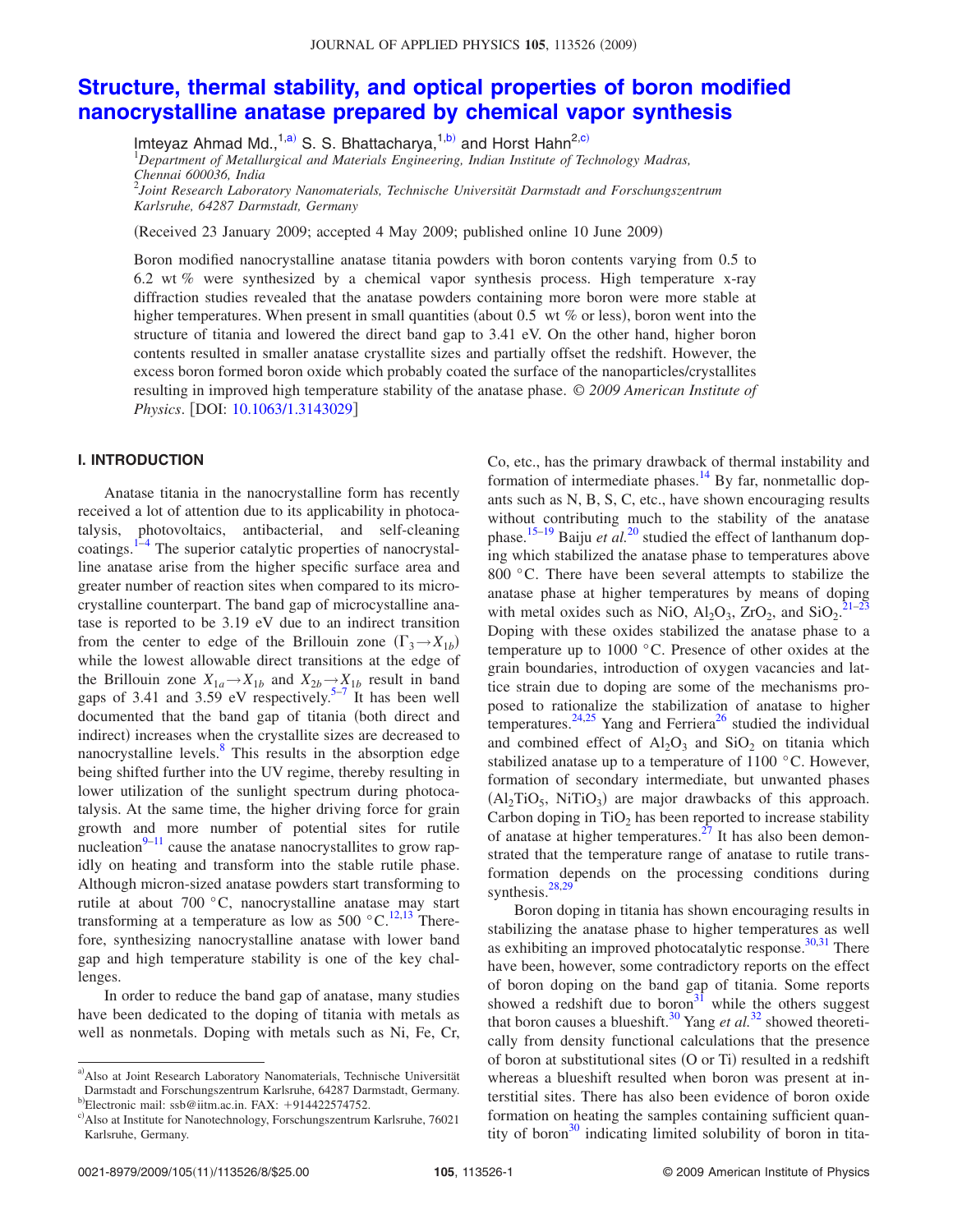# Structure, thermal stability, and optical properties of boron modified nanocrystalline anatase prepared by chemical vapor synthesis

Imteyaz Ahmad Md.,[1,a)] S. S. Bhattacharya,[1,b)] and Horst Hahn[2,c)]

[1]*Department of Metallurgical and Materials Engineering, Indian Institute of Technology Madras, Chennai 600036, India*

[2]*Joint Research Laboratory Nanomaterials, Technische Universität Darmstadt and Forschungszentrum Karlsruhe, 64287 Darmstadt, Germany*

(Received 23 January 2009; accepted 4 May 2009; published online 10 June 2009)

Boron modified nanocrystalline anatase titania powders with boron contents varying from 0.5 to 6.2 wt % were synthesized by a chemical vapor synthesis process. High temperature x-ray diffraction studies revealed that the anatase powders containing more boron were more stable at higher temperatures. When present in small quantities (about 0.5 wt % or less), boron went into the structure of titania and lowered the direct band gap to 3.41 eV. On the other hand, higher boron contents resulted in smaller anatase crystallite sizes and partially offset the redshift. However, the excess boron formed boron oxide which probably coated the surface of the nanoparticles/crystallites resulting in improved high temperature stability of the anatase phase. *© 2009 American Institute of Physics*. [DOI: 10.1063/1.3143029]

## I. INTRODUCTION

Anatase titania in the nanocrystalline form has recently received a lot of attention due to its applicability in photocatalysis, photovoltaics, antibacterial, and self-cleaning coatings.[1–4] The superior catalytic properties of nanocrystalline anatase arise from the higher specific surface area and greater number of reaction sites when compared to its microcrystalline counterpart. The band gap of microcrystalline anatase is reported to be 3.19 eV due to an indirect transition from the center to edge of the Brillouin zone ($\Gamma_3 \rightarrow X_{1b}$) while the lowest allowable direct transitions at the edge of the Brillouin zone $X_{1a} \rightarrow X_{1b}$ and $X_{2b} \rightarrow X_{1b}$ result in band gaps of 3.41 and 3.59 eV respectively.[5–7] It has been well documented that the band gap of titania (both direct and indirect) increases when the crystallite sizes are decreased to nanocrystalline levels.[8] This results in the absorption edge being shifted further into the UV regime, thereby resulting in lower utilization of the sunlight spectrum during photocatalysis. At the same time, the higher driving force for grain growth and more number of potential sites for rutile nucleation[9–11] cause the anatase nanocrystallites to grow rapidly on heating and transform into the stable rutile phase. Although micron-sized anatase powders start transforming to rutile at about 700 °C, nanocrystalline anatase may start transforming at a temperature as low as 500 °C.[12,13] Therefore, synthesizing nanocrystalline anatase with lower band gap and high temperature stability is one of the key challenges.

In order to reduce the band gap of anatase, many studies have been dedicated to the doping of titania with metals as well as nonmetals. Doping with metals such as Ni, Fe, Cr, Co, etc., has the primary drawback of thermal instability and formation of intermediate phases.[14] By far, nonmetallic dopants such as N, B, S, C, etc., have shown encouraging results without contributing much to the stability of the anatase phase.[15–19] Baiju *et al.*[20] studied the effect of lanthanum doping which stabilized the anatase phase to temperatures above 800 °C. There have been several attempts to stabilize the anatase phase at higher temperatures by means of doping with metal oxides such as NiO, $Al_2O_3$, $ZrO_2$, and $SiO_2$.[21–23] Doping with these oxides stabilized the anatase phase to a temperature up to 1000 °C. Presence of other oxides at the grain boundaries, introduction of oxygen vacancies and lattice strain due to doping are some of the mechanisms proposed to rationalize the stabilization of anatase to higher temperatures.[24,25] Yang and Ferriera[26] studied the individual and combined effect of $Al_2O_3$ and $SiO_2$ on titania which stabilized anatase up to a temperature of 1100 °C. However, formation of secondary intermediate, but unwanted phases ($Al_2TiO_5$, $NiTiO_3$) are major drawbacks of this approach. Carbon doping in $TiO_2$ has been reported to increase stability of anatase at higher temperatures.[27] It has also been demonstrated that the temperature range of anatase to rutile transformation depends on the processing conditions during synthesis.[28,29]

Boron doping in titania has shown encouraging results in stabilizing the anatase phase to higher temperatures as well as exhibiting an improved photocatalytic response.[30,31] There have been, however, some contradictory reports on the effect of boron doping on the band gap of titania. Some reports showed a redshift due to boron[31] while the others suggest that boron causes a blueshift.[30] Yang *et al.*[32] showed theoretically from density functional calculations that the presence of boron at substitutional sites (O or Ti) resulted in a redshift whereas a blueshift resulted when boron was present at interstitial sites. There has also been evidence of boron oxide formation on heating the samples containing sufficient quantity of boron[30] indicating limited solubility of boron in tita-

---

a) Also at Joint Research Laboratory Nanomaterials, Technische Universität Darmstadt and Forschungszentrum Karlsruhe, 64287 Darmstadt, Germany.

b) Electronic mail: ssb@iitm.ac.in. FAX: +914422574752.

c) Also at Institute for Nanotechnology, Forschungszentrum Karlsruhe, 76021 Karlsruhe, Germany.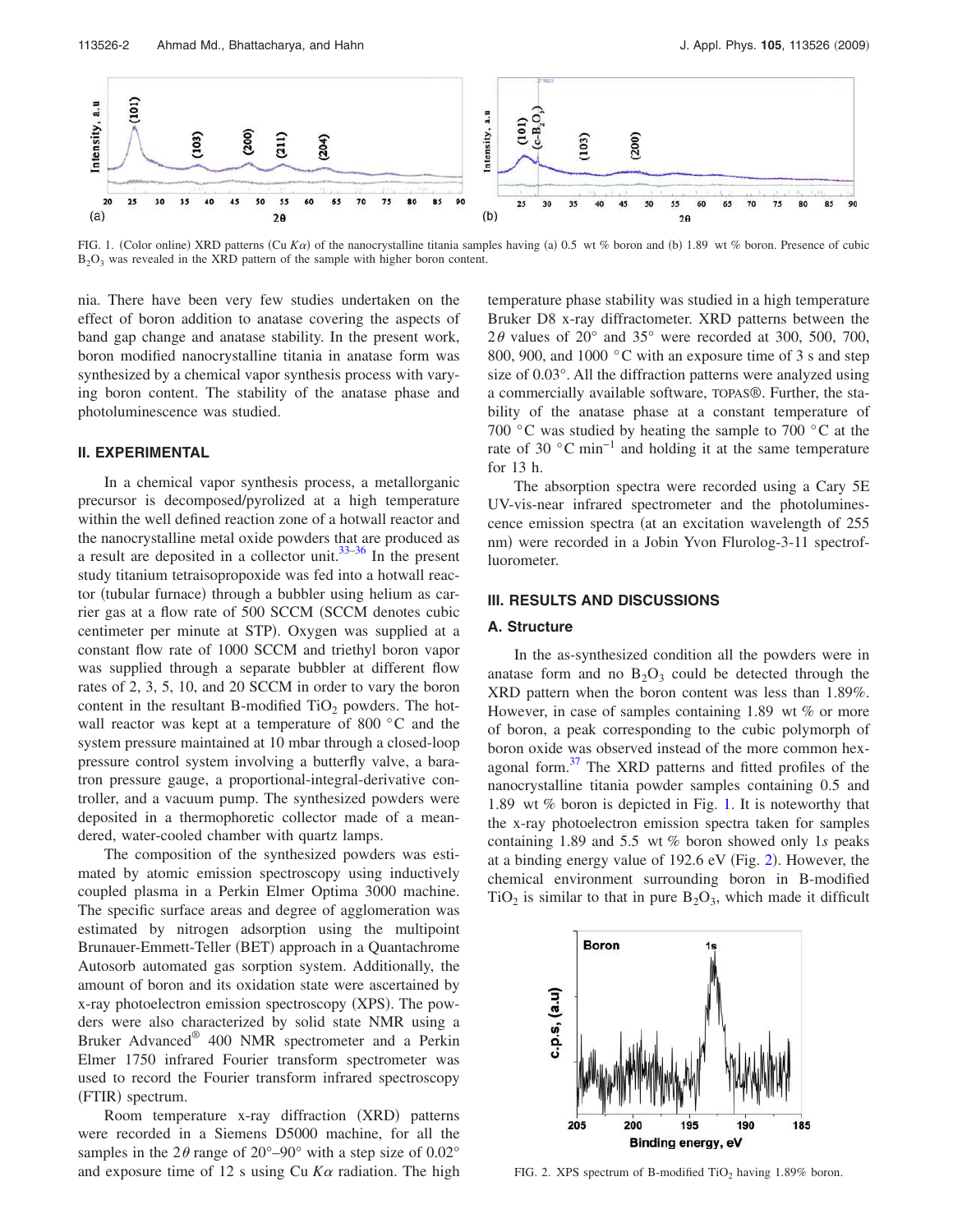FIG. 1. (Color online) XRD patterns (Cu $K\alpha$) of the nanocrystalline titania samples having (a) 0.5 wt % boron and (b) 1.89 wt % boron. Presence of cubic $B_2O_3$ was revealed in the XRD pattern of the sample with higher boron content.

nia. There have been very few studies undertaken on the effect of boron addition to anatase covering the aspects of band gap change and anatase stability. In the present work, boron modified nanocrystalline titania in anatase form was synthesized by a chemical vapor synthesis process with varying boron content. The stability of the anatase phase and photoluminescence was studied.

## II. EXPERIMENTAL

In a chemical vapor synthesis process, a metallorganic precursor is decomposed/pyrolized at a high temperature within the well defined reaction zone of a hotwall reactor and the nanocrystalline metal oxide powders that are produced as a result are deposited in a collector unit.[33–36] In the present study titanium tetraisopropoxide was fed into a hotwall reactor (tubular furnace) through a bubbler using helium as carrier gas at a flow rate of 500 SCCM (SCCM denotes cubic centimeter per minute at STP). Oxygen was supplied at a constant flow rate of 1000 SCCM and triethyl boron vapor was supplied through a separate bubbler at different flow rates of 2, 3, 5, 10, and 20 SCCM in order to vary the boron content in the resultant B-modified $TiO_2$ powders. The hotwall reactor was kept at a temperature of 800 °C and the system pressure maintained at 10 mbar through a closed-loop pressure control system involving a butterfly valve, a baratron pressure gauge, a proportional-integral-derivative controller, and a vacuum pump. The synthesized powders were deposited in a thermophoretic collector made of a meandered, water-cooled chamber with quartz lamps.

The composition of the synthesized powders was estimated by atomic emission spectroscopy using inductively coupled plasma in a Perkin Elmer Optima 3000 machine. The specific surface areas and degree of agglomeration was estimated by nitrogen adsorption using the multipoint Brunauer-Emmett-Teller (BET) approach in a Quantachrome Autosorb automated gas sorption system. Additionally, the amount of boron and its oxidation state were ascertained by x-ray photoelectron emission spectroscopy (XPS). The powders were also characterized by solid state NMR using a Bruker Advanced® 400 NMR spectrometer and a Perkin Elmer 1750 infrared Fourier transform spectrometer was used to record the Fourier transform infrared spectroscopy (FTIR) spectrum.

Room temperature x-ray diffraction (XRD) patterns were recorded in a Siemens D5000 machine, for all the samples in the $2\theta$ range of 20°–90° with a step size of 0.02° and exposure time of 12 s using Cu $K\alpha$ radiation. The high temperature phase stability was studied in a high temperature Bruker D8 x-ray diffractometer. XRD patterns between the $2\theta$ values of 20° and 35° were recorded at 300, 500, 700, 800, 900, and 1000 °C with an exposure time of 3 s and step size of 0.03°. All the diffraction patterns were analyzed using a commercially available software, TOPAS®. Further, the stability of the anatase phase at a constant temperature of 700 °C was studied by heating the sample to 700 °C at the rate of 30 °C $min^{-1}$ and holding it at the same temperature for 13 h.

The absorption spectra were recorded using a Cary 5E UV-vis-near infrared spectrometer and the photoluminescence emission spectra (at an excitation wavelength of 255 nm) were recorded in a Jobin Yvon Flurolog-3-11 spectrofluorometer.

## III. RESULTS AND DISCUSSIONS

### A. Structure

In the as-synthesized condition all the powders were in anatase form and no $B_2O_3$ could be detected through the XRD pattern when the boron content was less than 1.89%. However, in case of samples containing 1.89 wt % or more of boron, a peak corresponding to the cubic polymorph of boron oxide was observed instead of the more common hexagonal form.[37] The XRD patterns and fitted profiles of the nanocrystalline titania powder samples containing 0.5 and 1.89 wt % boron is depicted in Fig. 1. It is noteworthy that the x-ray photoelectron emission spectra taken for samples containing 1.89 and 5.5 wt % boron showed only 1*s* peaks at a binding energy value of 192.6 eV (Fig. 2). However, the chemical environment surrounding boron in B-modified $TiO_2$ is similar to that in pure $B_2O_3$, which made it difficult

FIG. 2. XPS spectrum of B-modified $TiO_2$ having 1.89% boron.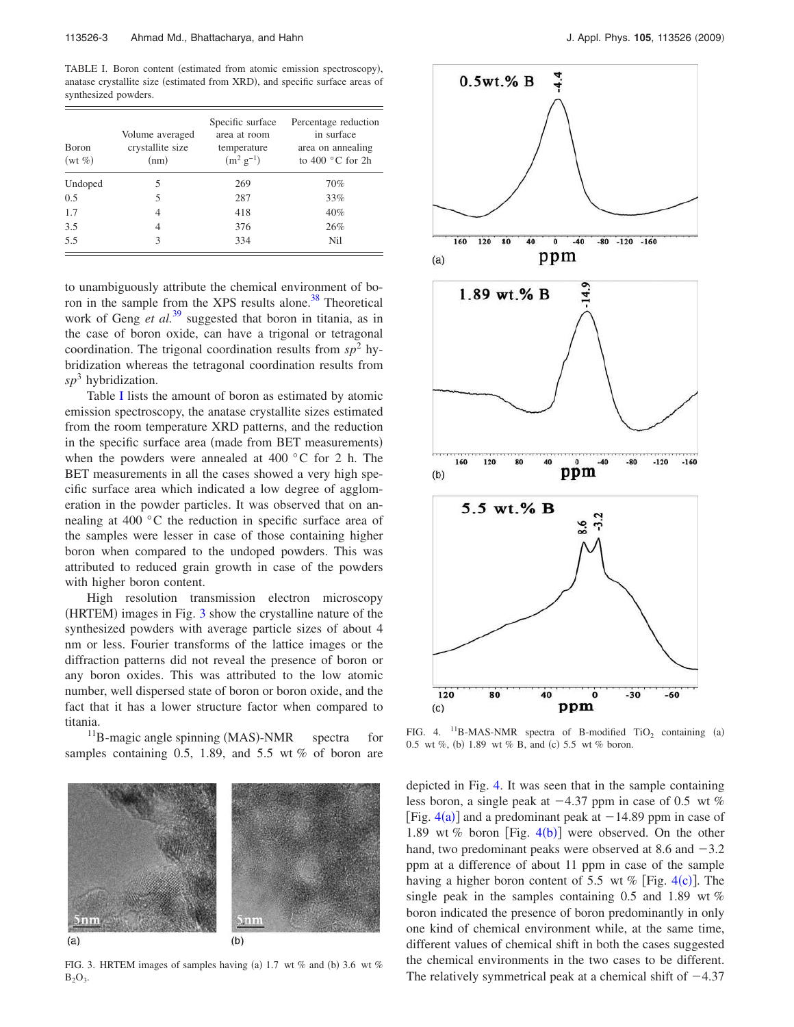TABLE I. Boron content (estimated from atomic emission spectroscopy), anatase crystallite size (estimated from XRD), and specific surface areas of synthesized powders.

| Boron (wt %) | Volume averaged crystallite size (nm) | Specific surface area at room temperature ($m^2\,g^{-1}$) | Percentage reduction in surface area on annealing to 400 °C for 2h |
|---|---|---|---|
| Undoped | 5 | 269 | 70% |
| 0.5 | 5 | 287 | 33% |
| 1.7 | 4 | 418 | 40% |
| 3.5 | 4 | 376 | 26% |
| 5.5 | 3 | 334 | Nil |

to unambiguously attribute the chemical environment of boron in the sample from the XPS results alone.[38] Theoretical work of Geng *et al.*[39] suggested that boron in titania, as in the case of boron oxide, can have a trigonal or tetragonal coordination. The trigonal coordination results from $sp^2$ hybridization whereas the tetragonal coordination results from $sp^3$ hybridization.

Table I lists the amount of boron as estimated by atomic emission spectroscopy, the anatase crystallite sizes estimated from the room temperature XRD patterns, and the reduction in the specific surface area (made from BET measurements) when the powders were annealed at 400 °C for 2 h. The BET measurements in all the cases showed a very high specific surface area which indicated a low degree of agglomeration in the powder particles. It was observed that on annealing at 400 °C the reduction in specific surface area of the samples were lesser in case of those containing higher boron when compared to the undoped powders. This was attributed to reduced grain growth in case of the powders with higher boron content.

High resolution transmission electron microscopy (HRTEM) images in Fig. 3 show the crystalline nature of the synthesized powders with average particle sizes of about 4 nm or less. Fourier transforms of the lattice images or the diffraction patterns did not reveal the presence of boron or any boron oxides. This was attributed to the low atomic number, well dispersed state of boron or boron oxide, and the fact that it has a lower structure factor when compared to titania.

FIG. 3. HRTEM images of samples having (a) 1.7 wt % and (b) 3.6 wt % $B_2O_3$.

$^{11}$B-magic angle spinning (MAS)-NMR spectra for samples containing 0.5, 1.89, and 5.5 wt % of boron are depicted in Fig. 4. It was seen that in the sample containing less boron, a single peak at −4.37 ppm in case of 0.5 wt % [Fig. 4(a)] and a predominant peak at −14.89 ppm in case of 1.89 wt % boron [Fig. 4(b)] were observed. On the other hand, two predominant peaks were observed at 8.6 and −3.2 ppm at a difference of about 11 ppm in case of the sample having a higher boron content of 5.5 wt % [Fig. 4(c)]. The single peak in the samples containing 0.5 and 1.89 wt % boron indicated the presence of boron predominantly in only one kind of chemical environment while, at the same time, different values of chemical shift in both the cases suggested the chemical environments in the two cases to be different. The relatively symmetrical peak at a chemical shift of −4.37

FIG. 4. $^{11}$B-MAS-NMR spectra of B-modified $TiO_2$ containing (a) 0.5 wt %, (b) 1.89 wt % B, and (c) 5.5 wt % boron.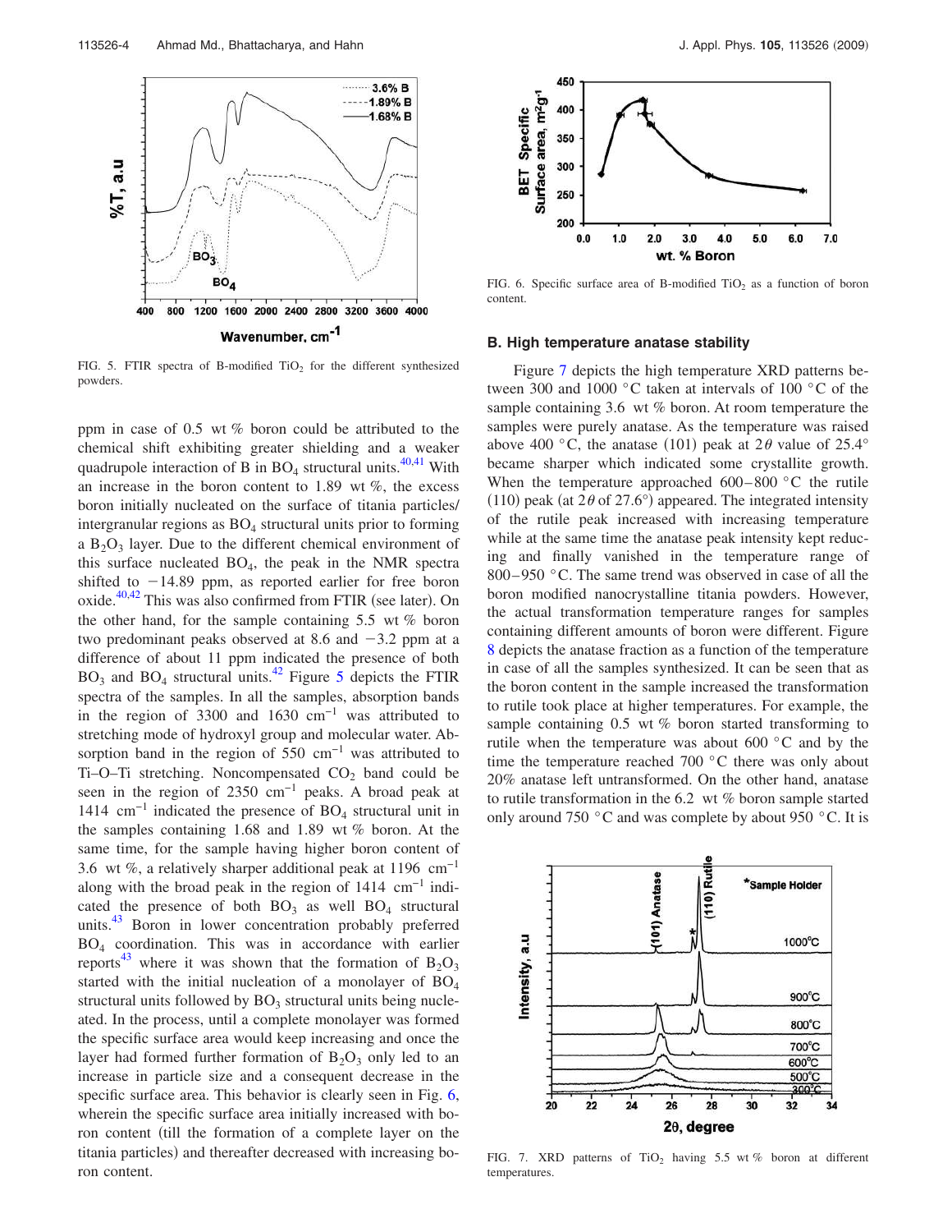FIG. 5. FTIR spectra of B-modified $TiO_2$ for the different synthesized powders.

ppm in case of 0.5 wt % boron could be attributed to the chemical shift exhibiting greater shielding and a weaker quadrupole interaction of B in $BO_4$ structural units.[40,41] With an increase in the boron content to 1.89 wt %, the excess boron initially nucleated on the surface of titania particles/intergranular regions as $BO_4$ structural units prior to forming a $B_2O_3$ layer. Due to the different chemical environment of this surface nucleated $BO_4$, the peak in the NMR spectra shifted to −14.89 ppm, as reported earlier for free boron oxide.[40,42] This was also confirmed from FTIR (see later). On the other hand, for the sample containing 5.5 wt % boron two predominant peaks observed at 8.6 and −3.2 ppm at a difference of about 11 ppm indicated the presence of both $BO_3$ and $BO_4$ structural units.[42] Figure 5 depicts the FTIR spectra of the samples. In all the samples, absorption bands in the region of 3300 and 1630 $cm^{-1}$ was attributed to stretching mode of hydroxyl group and molecular water. Absorption band in the region of 550 $cm^{-1}$ was attributed to Ti–O–Ti stretching. Noncompensated $CO_2$ band could be seen in the region of 2350 $cm^{-1}$ peaks. A broad peak at 1414 $cm^{-1}$ indicated the presence of $BO_4$ structural unit in the samples containing 1.68 and 1.89 wt % boron. At the same time, for the sample having higher boron content of 3.6 wt %, a relatively sharper additional peak at 1196 $cm^{-1}$ along with the broad peak in the region of 1414 $cm^{-1}$ indicated the presence of both $BO_3$ as well $BO_4$ structural units.[43] Boron in lower concentration probably preferred $BO_4$ coordination. This was in accordance with earlier reports[43] where it was shown that the formation of $B_2O_3$ started with the initial nucleation of a monolayer of $BO_4$ structural units followed by $BO_3$ structural units being nucleated. In the process, until a complete monolayer was formed the specific surface area would keep increasing and once the layer had formed further formation of $B_2O_3$ only led to an increase in particle size and a consequent decrease in the specific surface area. This behavior is clearly seen in Fig. 6, wherein the specific surface area initially increased with boron content (till the formation of a complete layer on the titania particles) and thereafter decreased with increasing boron content.

FIG. 6. Specific surface area of B-modified $TiO_2$ as a function of boron content.

### B. High temperature anatase stability

Figure 7 depicts the high temperature XRD patterns between 300 and 1000 °C taken at intervals of 100 °C of the sample containing 3.6 wt % boron. At room temperature the samples were purely anatase. As the temperature was raised above 400 °C, the anatase (101) peak at $2\theta$ value of 25.4° became sharper which indicated some crystallite growth. When the temperature approached 600–800 °C the rutile (110) peak (at $2\theta$ of 27.6°) appeared. The integrated intensity of the rutile peak increased with increasing temperature while at the same time the anatase peak intensity kept reducing and finally vanished in the temperature range of 800–950 °C. The same trend was observed in case of all the boron modified nanocrystalline titania powders. However, the actual transformation temperature ranges for samples containing different amounts of boron were different. Figure 8 depicts the anatase fraction as a function of the temperature in case of all the samples synthesized. It can be seen that as the boron content in the sample increased the transformation to rutile took place at higher temperatures. For example, the sample containing 0.5 wt % boron started transforming to rutile when the temperature was about 600 °C and by the time the temperature reached 700 °C there was only about 20% anatase left untransformed. On the other hand, anatase to rutile transformation in the 6.2 wt % boron sample started only around 750 °C and was complete by about 950 °C. It is

FIG. 7. XRD patterns of $TiO_2$ having 5.5 wt % boron at different temperatures.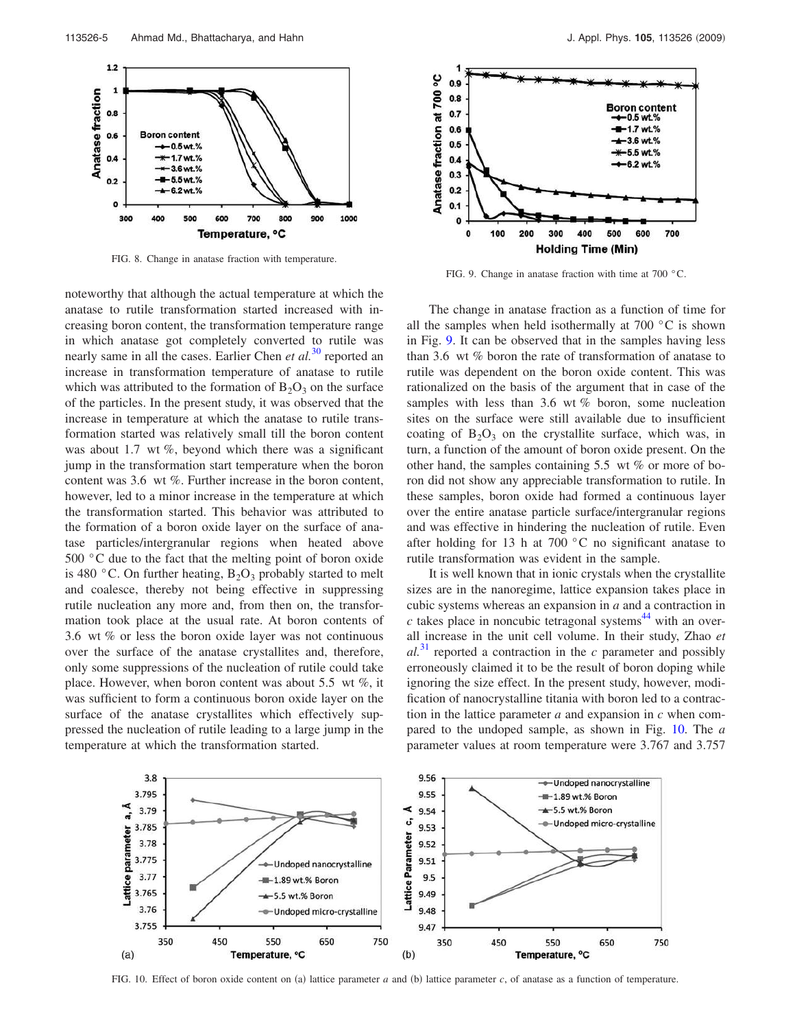FIG. 8. Change in anatase fraction with temperature.

noteworthy that although the actual temperature at which the anatase to rutile transformation started increased with increasing boron content, the transformation temperature range in which anatase got completely converted to rutile was nearly same in all the cases. Earlier Chen *et al.*[30] reported an increase in transformation temperature of anatase to rutile which was attributed to the formation of $B_2O_3$ on the surface of the particles. In the present study, it was observed that the increase in temperature at which the anatase to rutile transformation started was relatively small till the boron content was about 1.7 wt %, beyond which there was a significant jump in the transformation start temperature when the boron content was 3.6 wt %. Further increase in the boron content, however, led to a minor increase in the temperature at which the transformation started. This behavior was attributed to the formation of a boron oxide layer on the surface of anatase particles/intergranular regions when heated above 500 °C due to the fact that the melting point of boron oxide is 480 °C. On further heating, $B_2O_3$ probably started to melt and coalesce, thereby not being effective in suppressing rutile nucleation any more and, from then on, the transformation took place at the usual rate. At boron contents of 3.6 wt % or less the boron oxide layer was not continuous over the surface of the anatase crystallites and, therefore, only some suppressions of the nucleation of rutile could take place. However, when boron content was about 5.5 wt %, it was sufficient to form a continuous boron oxide layer on the surface of the anatase crystallites which effectively suppressed the nucleation of rutile leading to a large jump in the temperature at which the transformation started.

FIG. 9. Change in anatase fraction with time at 700 °C.

The change in anatase fraction as a function of time for all the samples when held isothermally at 700 °C is shown in Fig. 9. It can be observed that in the samples having less than 3.6 wt % boron the rate of transformation of anatase to rutile was dependent on the boron oxide content. This was rationalized on the basis of the argument that in case of the samples with less than 3.6 wt % boron, some nucleation sites on the surface were still available due to insufficient coating of $B_2O_3$ on the crystallite surface, which was, in turn, a function of the amount of boron oxide present. On the other hand, the samples containing 5.5 wt % or more of boron did not show any appreciable transformation to rutile. In these samples, boron oxide had formed a continuous layer over the entire anatase particle surface/intergranular regions and was effective in hindering the nucleation of rutile. Even after holding for 13 h at 700 °C no significant anatase to rutile transformation was evident in the sample.

It is well known that in ionic crystals when the crystallite sizes are in the nanoregime, lattice expansion takes place in cubic systems whereas an expansion in *a* and a contraction in *c* takes place in noncubic tetragonal systems[44] with an overall increase in the unit cell volume. In their study, Zhao *et al.*[31] reported a contraction in the *c* parameter and possibly erroneously claimed it to be the result of boron doping while ignoring the size effect. In the present study, however, modification of nanocrystalline titania with boron led to a contraction in the lattice parameter *a* and expansion in *c* when compared to the undoped sample, as shown in Fig. 10. The *a* parameter values at room temperature were 3.767 and 3.757

FIG. 10. Effect of boron oxide content on (a) lattice parameter *a* and (b) lattice parameter *c*, of anatase as a function of temperature.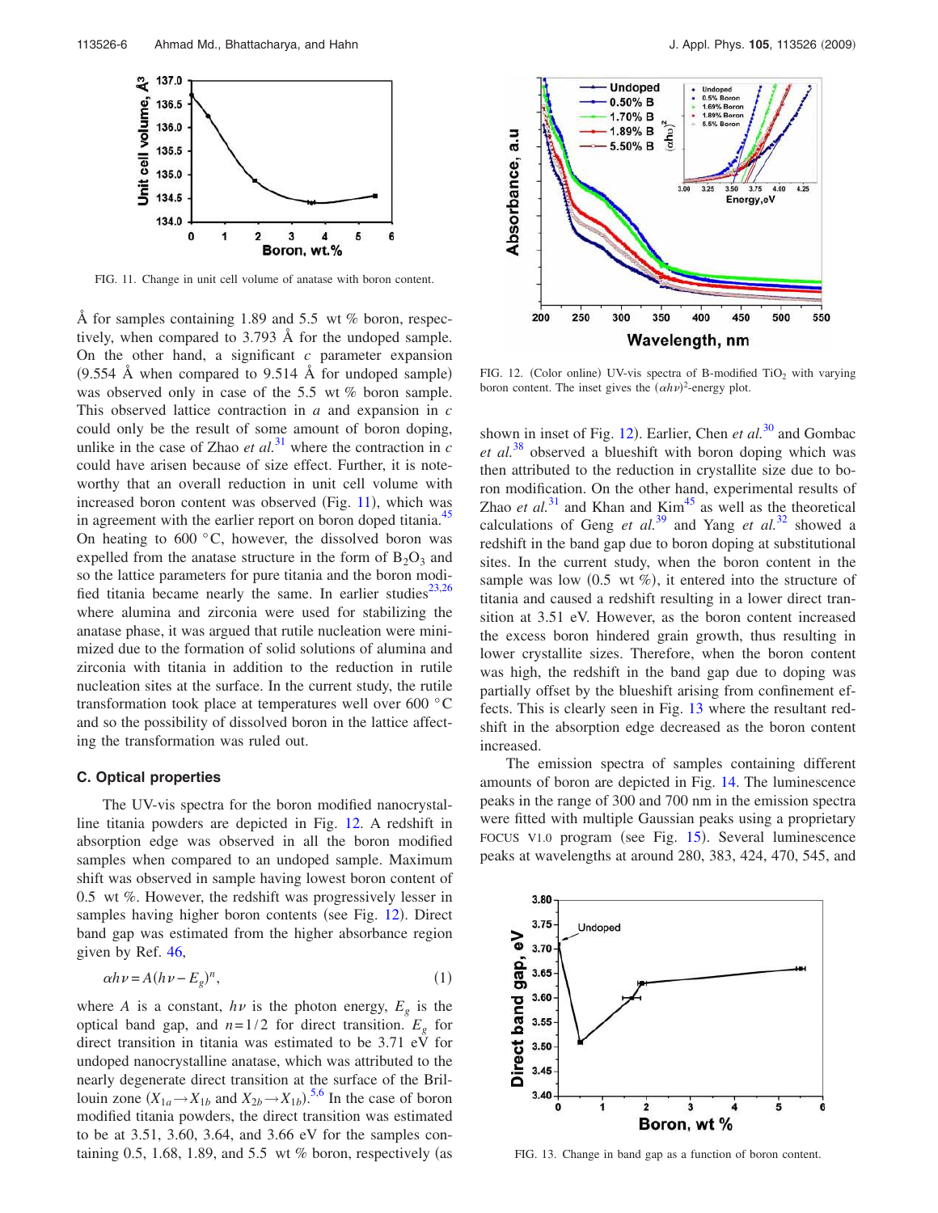FIG. 11. Change in unit cell volume of anatase with boron content.

Å for samples containing 1.89 and 5.5 wt % boron, respectively, when compared to 3.793 Å for the undoped sample. On the other hand, a significant $c$ parameter expansion (9.554 Å when compared to 9.514 Å for undoped sample) was observed only in case of the 5.5 wt % boron sample. This observed lattice contraction in $a$ and expansion in $c$ could only be the result of some amount of boron doping, unlike in the case of Zhao *et al.*[31] where the contraction in $c$ could have arisen because of size effect. Further, it is noteworthy that an overall reduction in unit cell volume with increased boron content was observed (Fig. 11), which was in agreement with the earlier report on boron doped titania.[45] On heating to 600 °C, however, the dissolved boron was expelled from the anatase structure in the form of $B_2O_3$ and so the lattice parameters for pure titania and the boron modified titania became nearly the same. In earlier studies[23,26] where alumina and zirconia were used for stabilizing the anatase phase, it was argued that rutile nucleation were minimized due to the formation of solid solutions of alumina and zirconia with titania in addition to the reduction in rutile nucleation sites at the surface. In the current study, the rutile transformation took place at temperatures well over 600 °C and so the possibility of dissolved boron in the lattice affecting the transformation was ruled out.

### C. Optical properties

The UV-vis spectra for the boron modified nanocrystalline titania powders are depicted in Fig. 12. A redshift in absorption edge was observed in all the boron modified samples when compared to an undoped sample. Maximum shift was observed in sample having lowest boron content of 0.5 wt %. However, the redshift was progressively lesser in samples having higher boron contents (see Fig. 12). Direct band gap was estimated from the higher absorbance region given by Ref. 46,

$$\alpha h\nu = A(h\nu - E_g)^n, \tag{1}$$

where $A$ is a constant, $h\nu$ is the photon energy, $E_g$ is the optical band gap, and $n=1/2$ for direct transition. $E_g$ for direct transition in titania was estimated to be 3.71 eV for undoped nanocrystalline anatase, which was attributed to the nearly degenerate direct transition at the surface of the Brillouin zone ($X_{1a} \rightarrow X_{1b}$ and $X_{2b} \rightarrow X_{1b}$).[5,6] In the case of boron modified titania powders, the direct transition was estimated to be at 3.51, 3.60, 3.64, and 3.66 eV for the samples containing 0.5, 1.68, 1.89, and 5.5 wt % boron, respectively (as shown in inset of Fig. 12). Earlier, Chen *et al.*[30] and Gombac *et al.*[38] observed a blueshift with boron doping which was then attributed to the reduction in crystallite size due to boron modification. On the other hand, experimental results of Zhao *et al.*[31] and Khan and Kim[45] as well as the theoretical calculations of Geng *et al.*[39] and Yang *et al.*[32] showed a redshift in the band gap due to boron doping at substitutional sites. In the current study, when the boron content in the sample was low (0.5 wt %), it entered into the structure of titania and caused a redshift resulting in a lower direct transition at 3.51 eV. However, as the boron content increased the excess boron hindered grain growth, thus resulting in lower crystallite sizes. Therefore, when the boron content was high, the redshift in the band gap due to doping was partially offset by the blueshift arising from confinement effects. This is clearly seen in Fig. 13 where the resultant redshift in the absorption edge decreased as the boron content increased.

FIG. 12. (Color online) UV-vis spectra of B-modified $TiO_2$ with varying boron content. The inset gives the $(\alpha h\nu)^2$-energy plot.

The emission spectra of samples containing different amounts of boron are depicted in Fig. 14. The luminescence peaks in the range of 300 and 700 nm in the emission spectra were fitted with multiple Gaussian peaks using a proprietary FOCUS V1.0 program (see Fig. 15). Several luminescence peaks at wavelengths at around 280, 383, 424, 470, 545, and

FIG. 13. Change in band gap as a function of boron content.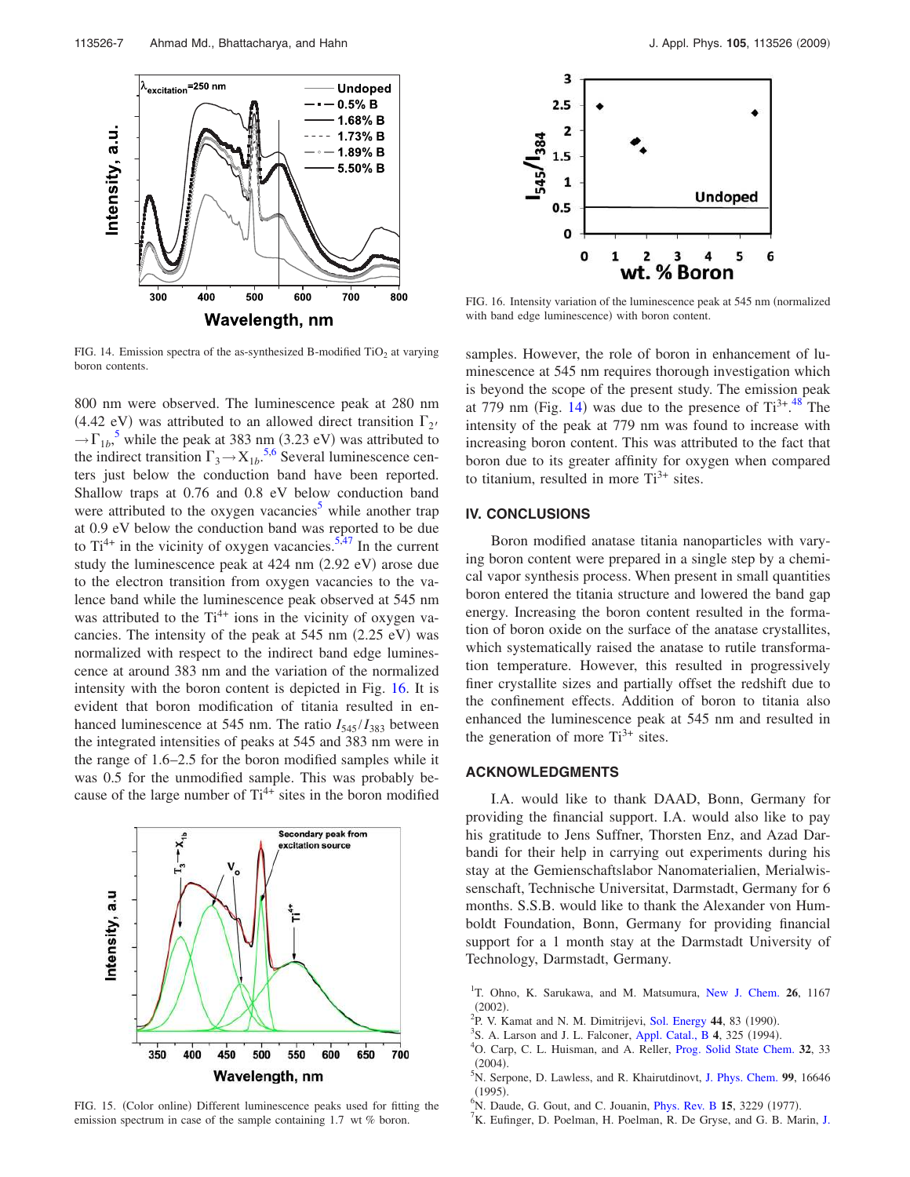FIG. 14. Emission spectra of the as-synthesized B-modified $TiO_2$ at varying boron contents.

800 nm were observed. The luminescence peak at 280 nm (4.42 eV) was attributed to an allowed direct transition $\Gamma_{2'} \rightarrow \Gamma_{1b}$,[5] while the peak at 383 nm (3.23 eV) was attributed to the indirect transition $\Gamma_3 \rightarrow X_{1b}$.[5,6] Several luminescence centers just below the conduction band have been reported. Shallow traps at 0.76 and 0.8 eV below conduction band were attributed to the oxygen vacancies[5] while another trap at 0.9 eV below the conduction band was reported to be due to $Ti^{4+}$ in the vicinity of oxygen vacancies.[5,47] In the current study the luminescence peak at 424 nm (2.92 eV) arose due to the electron transition from oxygen vacancies to the valence band while the luminescence peak observed at 545 nm was attributed to the $Ti^{4+}$ ions in the vicinity of oxygen vacancies. The intensity of the peak at 545 nm (2.25 eV) was normalized with respect to the indirect band edge luminescence at around 383 nm and the variation of the normalized intensity with the boron content is depicted in Fig. 16. It is evident that boron modification of titania resulted in enhanced luminescence at 545 nm. The ratio $I_{545}/I_{383}$ between the integrated intensities of peaks at 545 and 383 nm were in the range of 1.6–2.5 for the boron modified samples while it was 0.5 for the unmodified sample. This was probably because of the large number of $Ti^{4+}$ sites in the boron modified samples. However, the role of boron in enhancement of luminescence at 545 nm requires thorough investigation which is beyond the scope of the present study. The emission peak at 779 nm (Fig. 14) was due to the presence of $Ti^{3+}$.[48] The intensity of the peak at 779 nm was found to increase with increasing boron content. This was attributed to the fact that boron due to its greater affinity for oxygen when compared to titanium, resulted in more $Ti^{3+}$ sites.

FIG. 15. (Color online) Different luminescence peaks used for fitting the emission spectrum in case of the sample containing 1.7 wt % boron.

FIG. 16. Intensity variation of the luminescence peak at 545 nm (normalized with band edge luminescence) with boron content.

## IV. CONCLUSIONS

Boron modified anatase titania nanoparticles with varying boron content were prepared in a single step by a chemical vapor synthesis process. When present in small quantities boron entered the titania structure and lowered the band gap energy. Increasing the boron content resulted in the formation of boron oxide on the surface of the anatase crystallites, which systematically raised the anatase to rutile transformation temperature. However, this resulted in progressively finer crystallite sizes and partially offset the redshift due to the confinement effects. Addition of boron to titania also enhanced the luminescence peak at 545 nm and resulted in the generation of more $Ti^{3+}$ sites.

## ACKNOWLEDGMENTS

I.A. would like to thank DAAD, Bonn, Germany for providing the financial support. I.A. would also like to pay his gratitude to Jens Suffner, Thorsten Enz, and Azad Darbandi for their help in carrying out experiments during his stay at the Gemienschaftslabor Nanomaterialien, Merialwissenschaft, Technische Universitat, Darmstadt, Germany for 6 months. S.S.B. would like to thank the Alexander von Humboldt Foundation, Bonn, Germany for providing financial support for a 1 month stay at the Darmstadt University of Technology, Darmstadt, Germany.

[1] T. Ohno, K. Sarukawa, and M. Matsumura, New J. Chem. **26**, 1167 (2002).
[2] P. V. Kamat and N. M. Dimitrijevi, Sol. Energy **44**, 83 (1990).
[3] S. A. Larson and J. L. Falconer, Appl. Catal., B **4**, 325 (1994).
[4] O. Carp, C. L. Huisman, and A. Reller, Prog. Solid State Chem. **32**, 33 (2004).
[5] N. Serpone, D. Lawless, and R. Khairutdinovt, J. Phys. Chem. **99**, 16646 (1995).
[6] N. Daude, C. Gout, and C. Jouanin, Phys. Rev. B **15**, 3229 (1977).
[7] K. Eufinger, D. Poelman, H. Poelman, R. De Gryse, and G. B. Marin, J.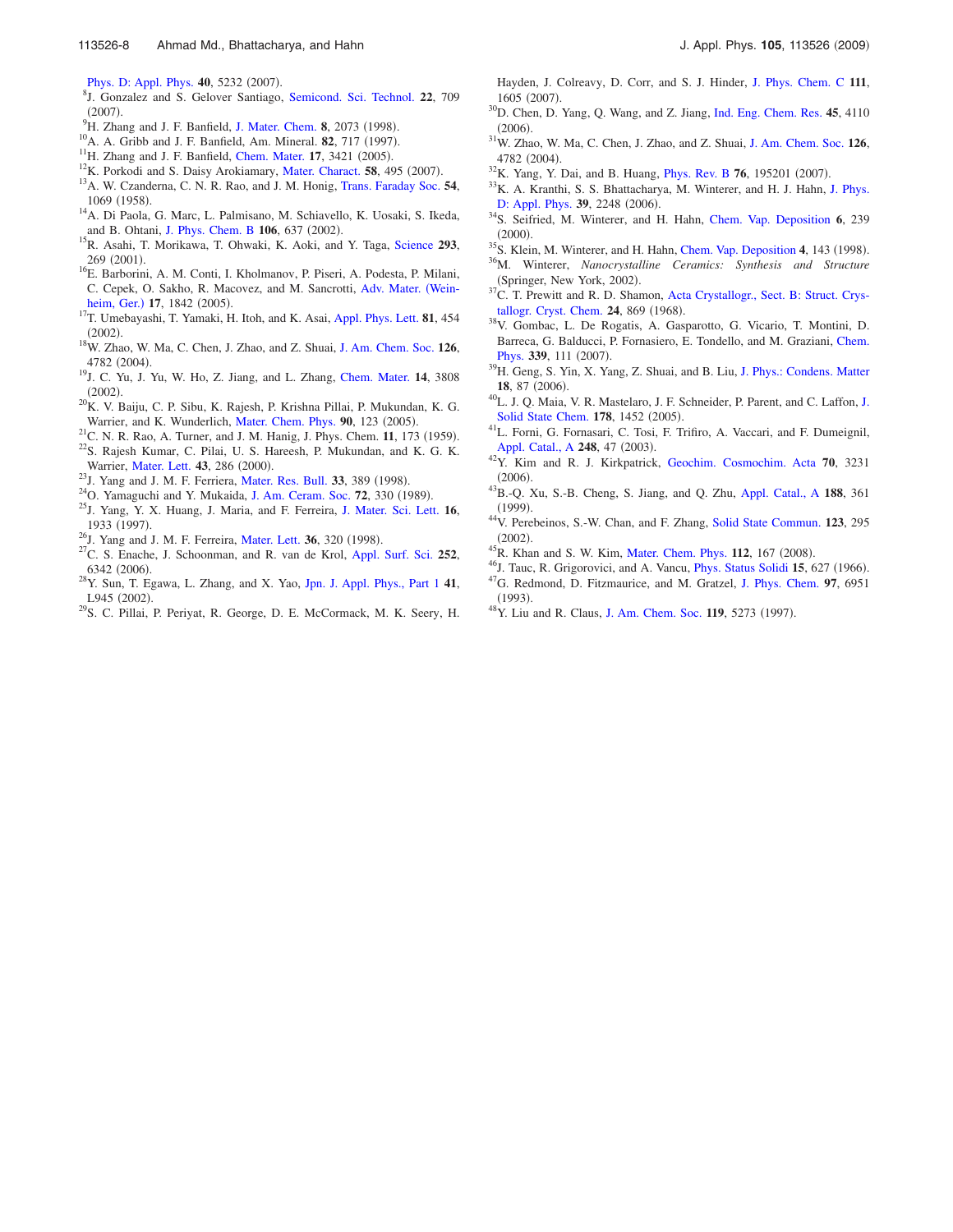Phys. D: Appl. Phys. **40**, 5232 (2007).

[8]J. Gonzalez and S. Gelover Santiago, Semicond. Sci. Technol. **22**, 709 (2007).

[9]H. Zhang and J. F. Banfield, J. Mater. Chem. **8**, 2073 (1998).

[10]A. A. Gribb and J. F. Banfield, Am. Mineral. **82**, 717 (1997).

[11]H. Zhang and J. F. Banfield, Chem. Mater. **17**, 3421 (2005).

[12]K. Porkodi and S. Daisy Arokiamary, Mater. Charact. **58**, 495 (2007).

[13]A. W. Czanderna, C. N. R. Rao, and J. M. Honig, Trans. Faraday Soc. **54**, 1069 (1958).

[14]A. Di Paola, G. Marc, L. Palmisano, M. Schiavello, K. Uosaki, S. Ikeda, and B. Ohtani, J. Phys. Chem. B **106**, 637 (2002).

[15]R. Asahi, T. Morikawa, T. Ohwaki, K. Aoki, and Y. Taga, Science **293**, 269 (2001).

[16]E. Barborini, A. M. Conti, I. Kholmanov, P. Piseri, A. Podesta, P. Milani, C. Cepek, O. Sakho, R. Macovez, and M. Sancrotti, Adv. Mater. (Weinheim, Ger.) **17**, 1842 (2005).

[17]T. Umebayashi, T. Yamaki, H. Itoh, and K. Asai, Appl. Phys. Lett. **81**, 454 (2002).

[18]W. Zhao, W. Ma, C. Chen, J. Zhao, and Z. Shuai, J. Am. Chem. Soc. **126**, 4782 (2004).

[19]J. C. Yu, J. Yu, W. Ho, Z. Jiang, and L. Zhang, Chem. Mater. **14**, 3808 (2002).

[20]K. V. Baiju, C. P. Sibu, K. Rajesh, P. Krishna Pillai, P. Mukundan, K. G. Warrier, and K. Wunderlich, Mater. Chem. Phys. **90**, 123 (2005).

[21]C. N. R. Rao, A. Turner, and J. M. Hanig, J. Phys. Chem. **11**, 173 (1959).

[22]S. Rajesh Kumar, C. Pilai, U. S. Hareesh, P. Mukundan, and K. G. K. Warrier, Mater. Lett. **43**, 286 (2000).

[23]J. Yang and J. M. F. Ferriera, Mater. Res. Bull. **33**, 389 (1998).

[24]O. Yamaguchi and Y. Mukaida, J. Am. Ceram. Soc. **72**, 330 (1989).

[25]J. Yang, Y. X. Huang, J. Maria, and F. Ferreira, J. Mater. Sci. Lett. **16**, 1933 (1997).

[26]J. Yang and J. M. F. Ferreira, Mater. Lett. **36**, 320 (1998).

[27]C. S. Enache, J. Schoonman, and R. van de Krol, Appl. Surf. Sci. **252**, 6342 (2006).

[28]Y. Sun, T. Egawa, L. Zhang, and X. Yao, Jpn. J. Appl. Phys., Part 1 **41**, L945 (2002).

[29]S. C. Pillai, P. Periyat, R. George, D. E. McCormack, M. K. Seery, H. Hayden, J. Colreavy, D. Corr, and S. J. Hinder, J. Phys. Chem. C **111**, 1605 (2007).

[30]D. Chen, D. Yang, Q. Wang, and Z. Jiang, Ind. Eng. Chem. Res. **45**, 4110 (2006).

[31]W. Zhao, W. Ma, C. Chen, J. Zhao, and Z. Shuai, J. Am. Chem. Soc. **126**, 4782 (2004).

[32]K. Yang, Y. Dai, and B. Huang, Phys. Rev. B **76**, 195201 (2007).

[33]K. A. Kranthi, S. S. Bhattacharya, M. Winterer, and H. J. Hahn, J. Phys. D: Appl. Phys. **39**, 2248 (2006).

[34]S. Seifried, M. Winterer, and H. Hahn, Chem. Vap. Deposition **6**, 239 (2000).

[35]S. Klein, M. Winterer, and H. Hahn, Chem. Vap. Deposition **4**, 143 (1998).

[36]M. Winterer, *Nanocrystalline Ceramics: Synthesis and Structure* (Springer, New York, 2002).

[37]C. T. Prewitt and R. D. Shamon, Acta Crystallogr., Sect. B: Struct. Crystallogr. Cryst. Chem. **24**, 869 (1968).

[38]V. Gombac, L. De Rogatis, A. Gasparotto, G. Vicario, T. Montini, D. Barreca, G. Balducci, P. Fornasiero, E. Tondello, and M. Graziani, Chem. Phys. **339**, 111 (2007).

[39]H. Geng, S. Yin, X. Yang, Z. Shuai, and B. Liu, J. Phys.: Condens. Matter **18**, 87 (2006).

[40]L. J. Q. Maia, V. R. Mastelaro, J. F. Schneider, P. Parent, and C. Laffon, J. Solid State Chem. **178**, 1452 (2005).

[41]L. Forni, G. Fornasari, C. Tosi, F. Trifiro, A. Vaccari, and F. Dumeignil, Appl. Catal., A **248**, 47 (2003).

[42]Y. Kim and R. J. Kirkpatrick, Geochim. Cosmochim. Acta **70**, 3231 (2006).

[43]B.-Q. Xu, S.-B. Cheng, S. Jiang, and Q. Zhu, Appl. Catal., A **188**, 361 (1999).

[44]V. Perebeinos, S.-W. Chan, and F. Zhang, Solid State Commun. **123**, 295 (2002).

[45]R. Khan and S. W. Kim, Mater. Chem. Phys. **112**, 167 (2008).

[46]J. Tauc, R. Grigorovici, and A. Vancu, Phys. Status Solidi **15**, 627 (1966).

[47]G. Redmond, D. Fitzmaurice, and M. Gratzel, J. Phys. Chem. **97**, 6951 (1993).

[48]Y. Liu and R. Claus, J. Am. Chem. Soc. **119**, 5273 (1997).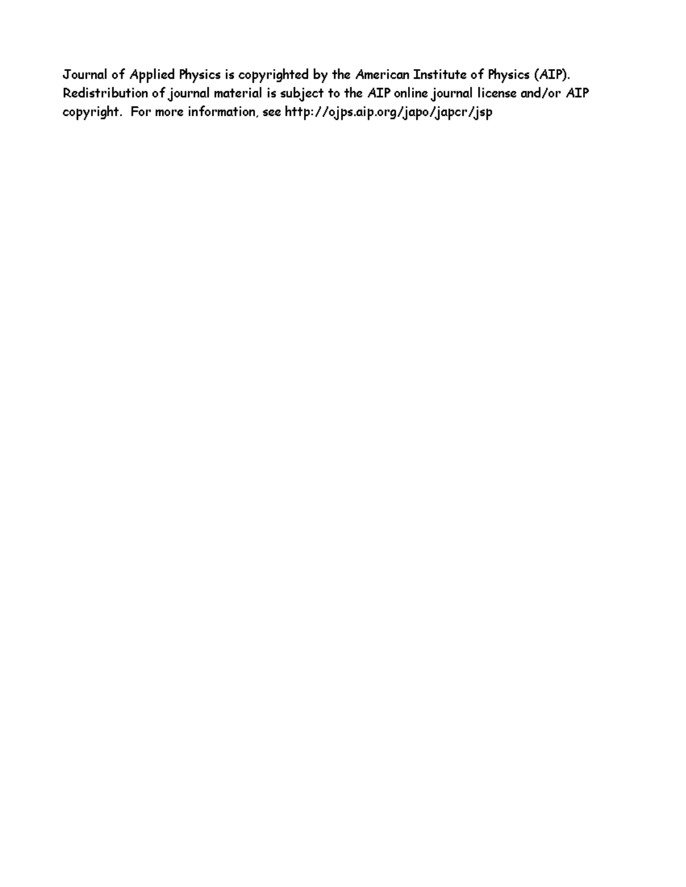Journal of Applied Physics is copyrighted by the American Institute of Physics (AIP). Redistribution of journal material is subject to the AIP online journal license and/or AIP copyright. For more information, see http://ojps.aip.org/japo/japcr/jsp